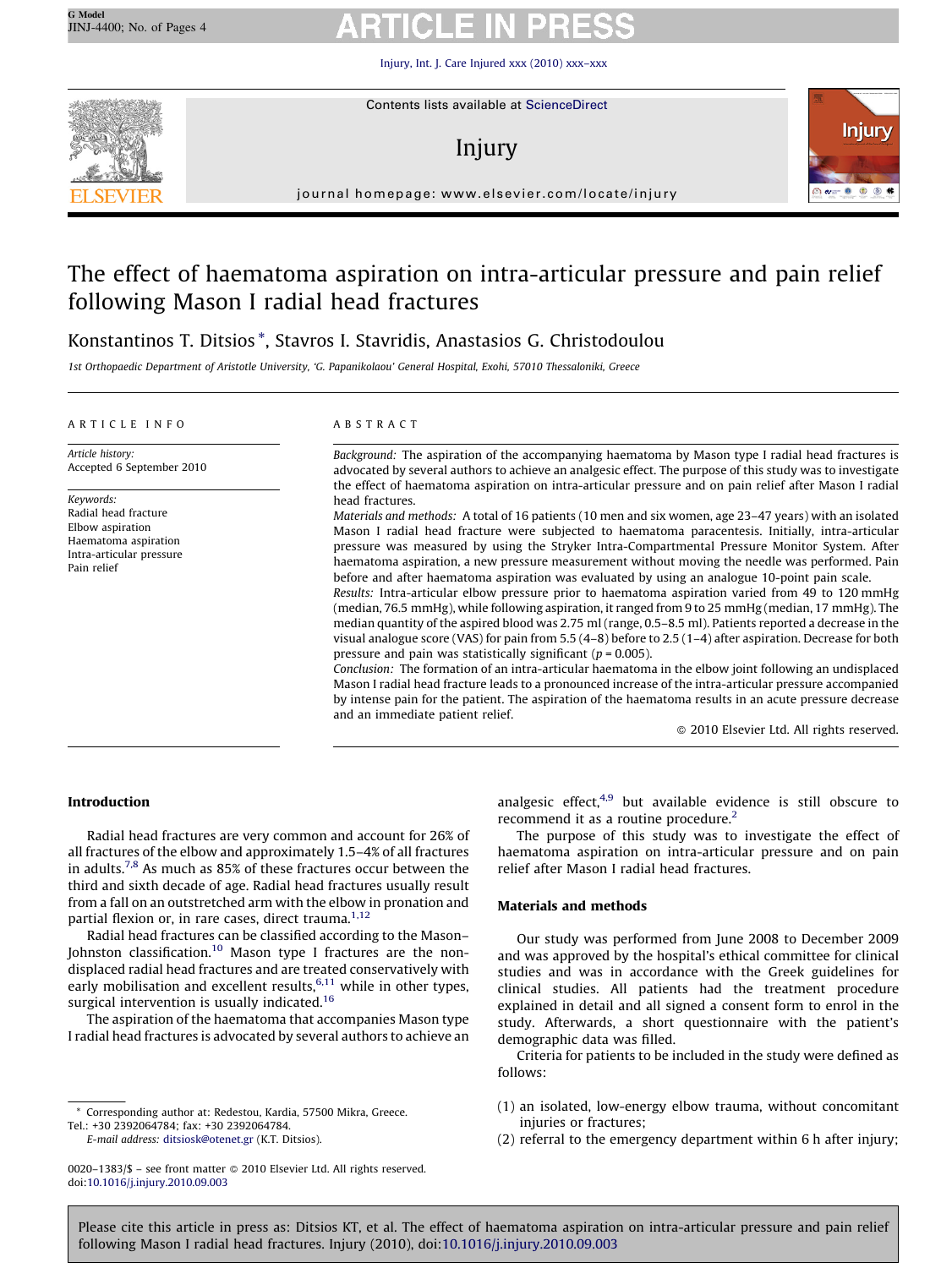# The effect of haematoma aspiration on intra-articular pressure and pain relief following Mason I radial head fractures

Konstantinos T. Ditsios *, Stavros I. Stavridis, Anastasios G. Christodoulou

*1st Orthopaedic Department of Aristotle University, 'G. Papanikolaou' General Hospital, Exohi, 57010 Thessaloniki, Greece*

## ARTICLE INFO

*Article history:*
Accepted 6 September 2010

*Keywords:*
Radial head fracture
Elbow aspiration
Haematoma aspiration
Intra-articular pressure
Pain relief

## ABSTRACT

*Background:* The aspiration of the accompanying haematoma by Mason type I radial head fractures is advocated by several authors to achieve an analgesic effect. The purpose of this study was to investigate the effect of haematoma aspiration on intra-articular pressure and on pain relief after Mason I radial head fractures.

*Materials and methods:* A total of 16 patients (10 men and six women, age 23–47 years) with an isolated Mason I radial head fracture were subjected to haematoma paracentesis. Initially, intra-articular pressure was measured by using the Stryker Intra-Compartmental Pressure Monitor System. After haematoma aspiration, a new pressure measurement without moving the needle was performed. Pain before and after haematoma aspiration was evaluated by using an analogue 10-point pain scale.

*Results:* Intra-articular elbow pressure prior to haematoma aspiration varied from 49 to 120 mmHg (median, 76.5 mmHg), while following aspiration, it ranged from 9 to 25 mmHg (median, 17 mmHg). The median quantity of the aspired blood was 2.75 ml (range, 0.5–8.5 ml). Patients reported a decrease in the visual analogue score (VAS) for pain from 5.5 (4–8) before to 2.5 (1–4) after aspiration. Decrease for both pressure and pain was statistically significant ($p = 0.005$).

*Conclusion:* The formation of an intra-articular haematoma in the elbow joint following an undisplaced Mason I radial head fracture leads to a pronounced increase of the intra-articular pressure accompanied by intense pain for the patient. The aspiration of the haematoma results in an acute pressure decrease and an immediate patient relief.

© 2010 Elsevier Ltd. All rights reserved.

## Introduction

Radial head fractures are very common and account for 26% of all fractures of the elbow and approximately 1.5–4% of all fractures in adults.[7,8] As much as 85% of these fractures occur between the third and sixth decade of age. Radial head fractures usually result from a fall on an outstretched arm with the elbow in pronation and partial flexion or, in rare cases, direct trauma.[1,12]

Radial head fractures can be classified according to the Mason–Johnston classification.[10] Mason type I fractures are the non-displaced radial head fractures and are treated conservatively with early mobilisation and excellent results,[6,11] while in other types, surgical intervention is usually indicated.[16]

The aspiration of the haematoma that accompanies Mason type I radial head fractures is advocated by several authors to achieve an analgesic effect,[4,9] but available evidence is still obscure to recommend it as a routine procedure.[2]

The purpose of this study was to investigate the effect of haematoma aspiration on intra-articular pressure and on pain relief after Mason I radial head fractures.

## Materials and methods

Our study was performed from June 2008 to December 2009 and was approved by the hospital's ethical committee for clinical studies and was in accordance with the Greek guidelines for clinical studies. All patients had the treatment procedure explained in detail and all signed a consent form to enrol in the study. Afterwards, a short questionnaire with the patient's demographic data was filled.

Criteria for patients to be included in the study were defined as follows:

(1) an isolated, low-energy elbow trauma, without concomitant injuries or fractures;
(2) referral to the emergency department within 6 h after injury;

* Corresponding author at: Redestou, Kardia, 57500 Mikra, Greece. Tel.: +30 2392064784; fax: +30 2392064784.
E-mail address: ditsiosk@otenet.gr (K.T. Ditsios).

0020–1383/$ – see front matter © 2010 Elsevier Ltd. All rights reserved.
doi:10.1016/j.injury.2010.09.003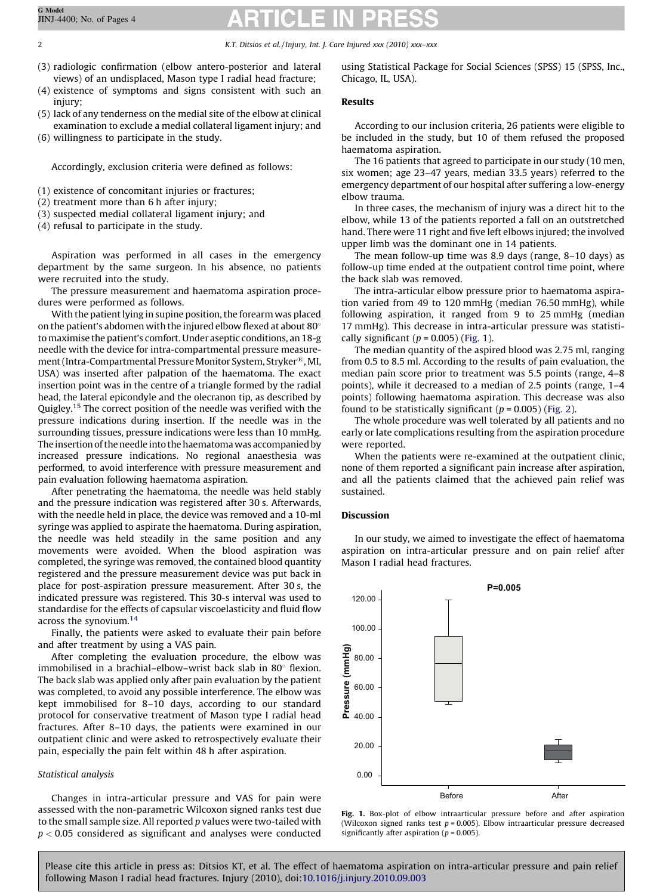(3) radiologic confirmation (elbow antero-posterior and lateral views) of an undisplaced, Mason type I radial head fracture;
(4) existence of symptoms and signs consistent with such an injury;
(5) lack of any tenderness on the medial site of the elbow at clinical examination to exclude a medial collateral ligament injury; and
(6) willingness to participate in the study.

Accordingly, exclusion criteria were defined as follows:

(1) existence of concomitant injuries or fractures;
(2) treatment more than 6 h after injury;
(3) suspected medial collateral ligament injury; and
(4) refusal to participate in the study.

Aspiration was performed in all cases in the emergency department by the same surgeon. In his absence, no patients were recruited into the study.

The pressure measurement and haematoma aspiration procedures were performed as follows.

With the patient lying in supine position, the forearm was placed on the patient's abdomen with the injured elbow flexed at about 80° to maximise the patient's comfort. Under aseptic conditions, an 18-g needle with the device for intra-compartmental pressure measurement (Intra-Compartmental Pressure Monitor System, Stryker®, MI, USA) was inserted after palpation of the haematoma. The exact insertion point was in the centre of a triangle formed by the radial head, the lateral epicondyle and the olecranon tip, as described by Quigley.[15] The correct position of the needle was verified with the pressure indications during insertion. If the needle was in the surrounding tissues, pressure indications were less than 10 mmHg. The insertion of the needle into the haematoma was accompanied by increased pressure indications. No regional anaesthesia was performed, to avoid interference with pressure measurement and pain evaluation following haematoma aspiration.

After penetrating the haematoma, the needle was held stably and the pressure indication was registered after 30 s. Afterwards, with the needle held in place, the device was removed and a 10-ml syringe was applied to aspirate the haematoma. During aspiration, the needle was held steadily in the same position and any movements were avoided. When the blood aspiration was completed, the syringe was removed, the contained blood quantity registered and the pressure measurement device was put back in place for post-aspiration pressure measurement. After 30 s, the indicated pressure was registered. This 30-s interval was used to standardise for the effects of capsular viscoelasticity and fluid flow across the synovium.[14]

Finally, the patients were asked to evaluate their pain before and after treatment by using a VAS pain.

After completing the evaluation procedure, the elbow was immobilised in a brachial–elbow–wrist back slab in 80° flexion. The back slab was applied only after pain evaluation by the patient was completed, to avoid any possible interference. The elbow was kept immobilised for 8–10 days, according to our standard protocol for conservative treatment of Mason type I radial head fractures. After 8–10 days, the patients were examined in our outpatient clinic and were asked to retrospectively evaluate their pain, especially the pain felt within 48 h after aspiration.

### *Statistical analysis*

Changes in intra-articular pressure and VAS for pain were assessed with the non-parametric Wilcoxon signed ranks test due to the small sample size. All reported $p$ values were two-tailed with $p < 0.05$ considered as significant and analyses were conducted using Statistical Package for Social Sciences (SPSS) 15 (SPSS, Inc., Chicago, IL, USA).

## Results

According to our inclusion criteria, 26 patients were eligible to be included in the study, but 10 of them refused the proposed haematoma aspiration.

The 16 patients that agreed to participate in our study (10 men, six women; age 23–47 years, median 33.5 years) referred to the emergency department of our hospital after suffering a low-energy elbow trauma.

In three cases, the mechanism of injury was a direct hit to the elbow, while 13 of the patients reported a fall on an outstretched hand. There were 11 right and five left elbows injured; the involved upper limb was the dominant one in 14 patients.

The mean follow-up time was 8.9 days (range, 8–10 days) as follow-up time ended at the outpatient control time point, where the back slab was removed.

The intra-articular elbow pressure prior to haematoma aspiration varied from 49 to 120 mmHg (median 76.50 mmHg), while following aspiration, it ranged from 9 to 25 mmHg (median 17 mmHg). This decrease in intra-articular pressure was statistically significant ($p = 0.005$) (Fig. 1).

The median quantity of the aspired blood was 2.75 ml, ranging from 0.5 to 8.5 ml. According to the results of pain evaluation, the median pain score prior to treatment was 5.5 points (range, 4–8 points), while it decreased to a median of 2.5 points (range, 1–4 points) following haematoma aspiration. This decrease was also found to be statistically significant ($p = 0.005$) (Fig. 2).

The whole procedure was well tolerated by all patients and no early or late complications resulting from the aspiration procedure were reported.

When the patients were re-examined at the outpatient clinic, none of them reported a significant pain increase after aspiration, and all the patients claimed that the achieved pain relief was sustained.

## Discussion

In our study, we aimed to investigate the effect of haematoma aspiration on intra-articular pressure and on pain relief after Mason I radial head fractures.

**Fig. 1.** Box-plot of elbow intraarticular pressure before and after aspiration (Wilcoxon signed ranks test $p = 0.005$). Elbow intraarticular pressure decreased significantly after aspiration ($p = 0.005$).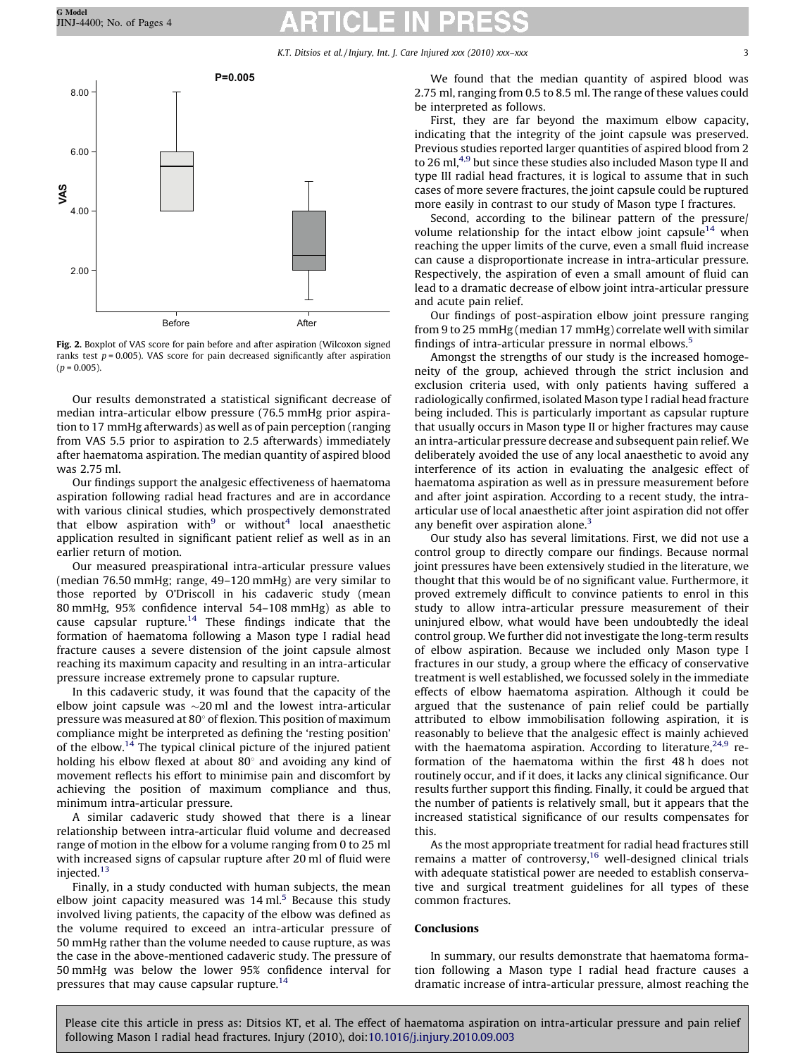**Fig. 2.** Boxplot of VAS score for pain before and after aspiration (Wilcoxon signed ranks test $p = 0.005$). VAS score for pain decreased significantly after aspiration ($p = 0.005$).

Our results demonstrated a statistical significant decrease of median intra-articular elbow pressure (76.5 mmHg prior aspiration to 17 mmHg afterwards) as well as of pain perception (ranging from VAS 5.5 prior to aspiration to 2.5 afterwards) immediately after haematoma aspiration. The median quantity of aspired blood was 2.75 ml.

Our findings support the analgesic effectiveness of haematoma aspiration following radial head fractures and are in accordance with various clinical studies, which prospectively demonstrated that elbow aspiration with[9] or without[4] local anaesthetic application resulted in significant patient relief as well as in an earlier return of motion.

Our measured preaspirational intra-articular pressure values (median 76.50 mmHg; range, 49–120 mmHg) are very similar to those reported by O'Driscoll in his cadaveric study (mean 80 mmHg, 95% confidence interval 54–108 mmHg) as able to cause capsular rupture.[14] These findings indicate that the formation of haematoma following a Mason type I radial head fracture causes a severe distension of the joint capsule almost reaching its maximum capacity and resulting in an intra-articular pressure increase extremely prone to capsular rupture.

In this cadaveric study, it was found that the capacity of the elbow joint capsule was ∼20 ml and the lowest intra-articular pressure was measured at 80° of flexion. This position of maximum compliance might be interpreted as defining the 'resting position' of the elbow.[14] The typical clinical picture of the injured patient holding his elbow flexed at about 80° and avoiding any kind of movement reflects his effort to minimise pain and discomfort by achieving the position of maximum compliance and thus, minimum intra-articular pressure.

A similar cadaveric study showed that there is a linear relationship between intra-articular fluid volume and decreased range of motion in the elbow for a volume ranging from 0 to 25 ml with increased signs of capsular rupture after 20 ml of fluid were injected.[13]

Finally, in a study conducted with human subjects, the mean elbow joint capacity measured was 14 ml.[5] Because this study involved living patients, the capacity of the elbow was defined as the volume required to exceed an intra-articular pressure of 50 mmHg rather than the volume needed to cause rupture, as was the case in the above-mentioned cadaveric study. The pressure of 50 mmHg was below the lower 95% confidence interval for pressures that may cause capsular rupture.[14]

We found that the median quantity of aspired blood was 2.75 ml, ranging from 0.5 to 8.5 ml. The range of these values could be interpreted as follows.

First, they are far beyond the maximum elbow capacity, indicating that the integrity of the joint capsule was preserved. Previous studies reported larger quantities of aspired blood from 2 to 26 ml,[4,9] but since these studies also included Mason type II and type III radial head fractures, it is logical to assume that in such cases of more severe fractures, the joint capsule could be ruptured more easily in contrast to our study of Mason type I fractures.

Second, according to the bilinear pattern of the pressure/volume relationship for the intact elbow joint capsule[14] when reaching the upper limits of the curve, even a small fluid increase can cause a disproportionate increase in intra-articular pressure. Respectively, the aspiration of even a small amount of fluid can lead to a dramatic decrease of elbow joint intra-articular pressure and acute pain relief.

Our findings of post-aspiration elbow joint pressure ranging from 9 to 25 mmHg (median 17 mmHg) correlate well with similar findings of intra-articular pressure in normal elbows.[5]

Amongst the strengths of our study is the increased homogeneity of the group, achieved through the strict inclusion and exclusion criteria used, with only patients having suffered a radiologically confirmed, isolated Mason type I radial head fracture being included. This is particularly important as capsular rupture that usually occurs in Mason type II or higher fractures may cause an intra-articular pressure decrease and subsequent pain relief. We deliberately avoided the use of any local anaesthetic to avoid any interference of its action in evaluating the analgesic effect of haematoma aspiration as well as in pressure measurement before and after joint aspiration. According to a recent study, the intra-articular use of local anaesthetic after joint aspiration did not offer any benefit over aspiration alone.[3]

Our study also has several limitations. First, we did not use a control group to directly compare our findings. Because normal joint pressures have been extensively studied in the literature, we thought that this would be of no significant value. Furthermore, it proved extremely difficult to convince patients to enrol in this study to allow intra-articular pressure measurement of their uninjured elbow, what would have been undoubtedly the ideal control group. We further did not investigate the long-term results of elbow aspiration. Because we included only Mason type I fractures in our study, a group where the efficacy of conservative treatment is well established, we focussed solely in the immediate effects of elbow haematoma aspiration. Although it could be argued that the sustenance of pain relief could be partially attributed to elbow immobilisation following aspiration, it is reasonably to believe that the analgesic effect is mainly achieved with the haematoma aspiration. According to literature,[24,9] reformation of the haematoma within the first 48 h does not routinely occur, and if it does, it lacks any clinical significance. Our results further support this finding. Finally, it could be argued that the number of patients is relatively small, but it appears that the increased statistical significance of our results compensates for this.

As the most appropriate treatment for radial head fractures still remains a matter of controversy,[16] well-designed clinical trials with adequate statistical power are needed to establish conservative and surgical treatment guidelines for all types of these common fractures.

## Conclusions

In summary, our results demonstrate that haematoma formation following a Mason type I radial head fracture causes a dramatic increase of intra-articular pressure, almost reaching the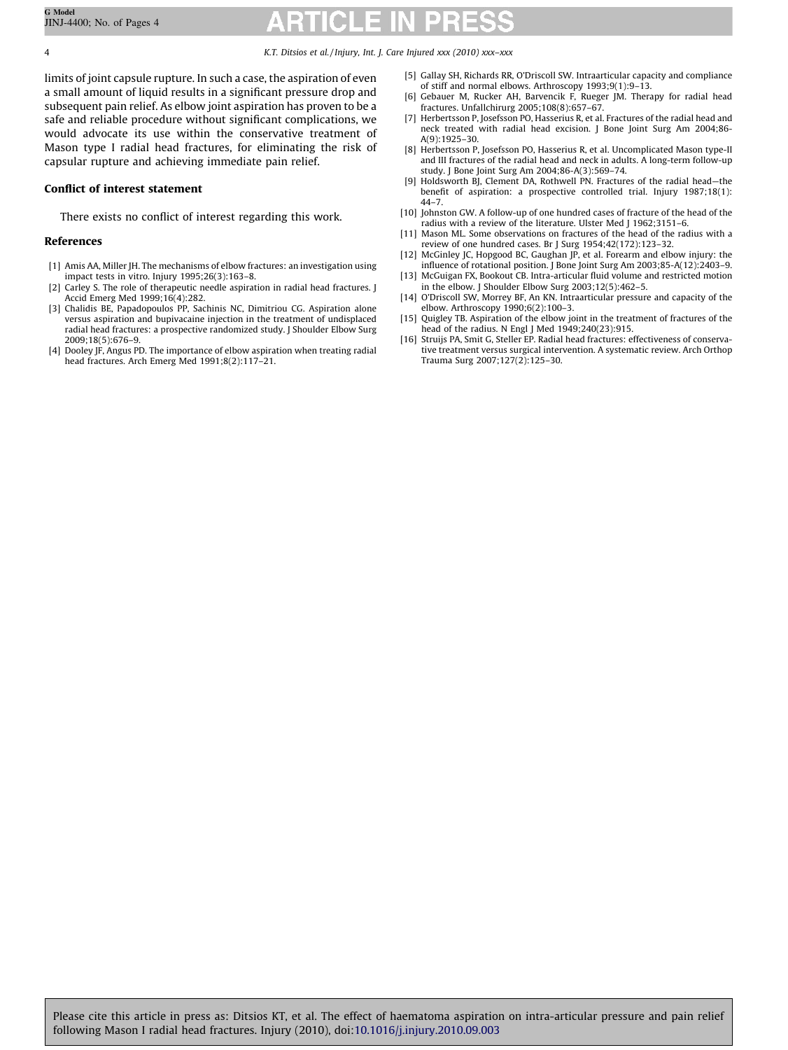limits of joint capsule rupture. In such a case, the aspiration of even a small amount of liquid results in a significant pressure drop and subsequent pain relief. As elbow joint aspiration has proven to be a safe and reliable procedure without significant complications, we would advocate its use within the conservative treatment of Mason type I radial head fractures, for eliminating the risk of capsular rupture and achieving immediate pain relief.

## Conflict of interest statement

There exists no conflict of interest regarding this work.

## References

[1] Amis AA, Miller JH. The mechanisms of elbow fractures: an investigation using impact tests in vitro. Injury 1995;26(3):163–8.

[2] Carley S. The role of therapeutic needle aspiration in radial head fractures. J Accid Emerg Med 1999;16(4):282.

[3] Chalidis BE, Papadopoulos PP, Sachinis NC, Dimitriou CG. Aspiration alone versus aspiration and bupivacaine injection in the treatment of undisplaced radial head fractures: a prospective randomized study. J Shoulder Elbow Surg 2009;18(5):676–9.

[4] Dooley JF, Angus PD. The importance of elbow aspiration when treating radial head fractures. Arch Emerg Med 1991;8(2):117–21.

[5] Gallay SH, Richards RR, O'Driscoll SW. Intraarticular capacity and compliance of stiff and normal elbows. Arthroscopy 1993;9(1):9–13.

[6] Gebauer M, Rucker AH, Barvencik F, Rueger JM. Therapy for radial head fractures. Unfallchirurg 2005;108(8):657–67.

[7] Herbertsson P, Josefsson PO, Hasserius R, et al. Fractures of the radial head and neck treated with radial head excision. J Bone Joint Surg Am 2004;86-A(9):1925–30.

[8] Herbertsson P, Josefsson PO, Hasserius R, et al. Uncomplicated Mason type-II and III fractures of the radial head and neck in adults. A long-term follow-up study. J Bone Joint Surg Am 2004;86-A(3):569–74.

[9] Holdsworth BJ, Clement DA, Rothwell PN. Fractures of the radial head—the benefit of aspiration: a prospective controlled trial. Injury 1987;18(1):44–7.

[10] Johnston GW. A follow-up of one hundred cases of fracture of the head of the radius with a review of the literature. Ulster Med J 1962;3151–6.

[11] Mason ML. Some observations on fractures of the head of the radius with a review of one hundred cases. Br J Surg 1954;42(172):123–32.

[12] McGinley JC, Hopgood BC, Gaughan JP, et al. Forearm and elbow injury: the influence of rotational position. J Bone Joint Surg Am 2003;85-A(12):2403–9.

[13] McGuigan FX, Bookout CB. Intra-articular fluid volume and restricted motion in the elbow. J Shoulder Elbow Surg 2003;12(5):462–5.

[14] O'Driscoll SW, Morrey BF, An KN. Intraarticular pressure and capacity of the elbow. Arthroscopy 1990;6(2):100–3.

[15] Quigley TB. Aspiration of the elbow joint in the treatment of fractures of the head of the radius. N Engl J Med 1949;240(23):915.

[16] Struijs PA, Smit G, Steller EP. Radial head fractures: effectiveness of conservative treatment versus surgical intervention. A systematic review. Arch Orthop Trauma Surg 2007;127(2):125–30.

Please cite this article in press as: Ditsios KT, et al. The effect of haematoma aspiration on intra-articular pressure and pain relief following Mason I radial head fractures. Injury (2010), doi:10.1016/j.injury.2010.09.003